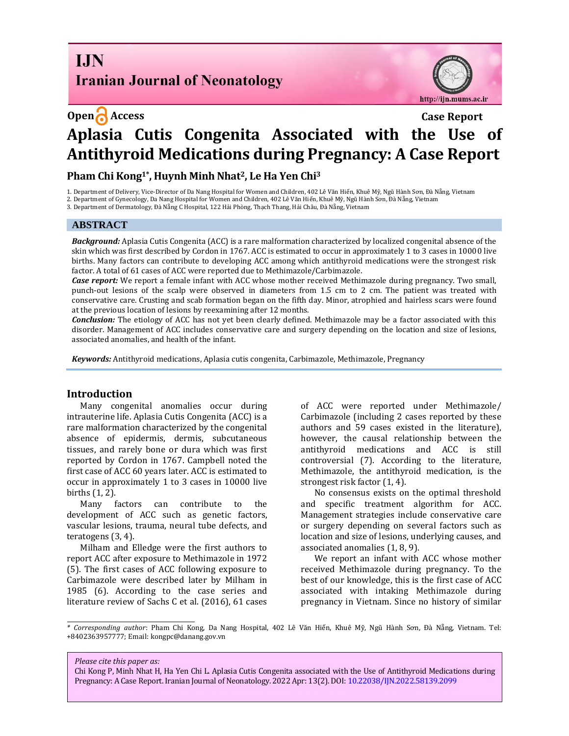Open Access

Case Report

# Aplasia Cutis Congenita Associated with the Use of Antithyroid Medications during Pregnancy: A Case Report

**Pham Chi Kong[1*], Huynh Minh Nhat[2], Le Ha Yen Chi[3]**

1. Department of Delivery, Vice-Director of Da Nang Hospital for Women and Children, 402 Lê Văn Hiến, Khuê Mỹ, Ngũ Hành Sơn, Đà Nẵng, Vietnam
2. Department of Gynecology, Da Nang Hospital for Women and Children, 402 Lê Văn Hiến, Khuê Mỹ, Ngũ Hành Sơn, Đà Nẵng, Vietnam
3. Department of Dermatology, Đà Nẵng C Hospital, 122 Hải Phòng, Thạch Thang, Hải Châu, Đà Nẵng, Vietnam

## ABSTRACT

***Background:*** Aplasia Cutis Congenita (ACC) is a rare malformation characterized by localized congenital absence of the skin which was first described by Cordon in 1767. ACC is estimated to occur in approximately 1 to 3 cases in 10000 live births. Many factors can contribute to developing ACC among which antithyroid medications were the strongest risk factor. A total of 61 cases of ACC were reported due to Methimazole/Carbimazole.

***Case report:*** We report a female infant with ACC whose mother received Methimazole during pregnancy. Two small, punch-out lesions of the scalp were observed in diameters from 1.5 cm to 2 cm. The patient was treated with conservative care. Crusting and scab formation began on the fifth day. Minor, atrophied and hairless scars were found at the previous location of lesions by reexamining after 12 months.

***Conclusion:*** The etiology of ACC has not yet been clearly defined. Methimazole may be a factor associated with this disorder. Management of ACC includes conservative care and surgery depending on the location and size of lesions, associated anomalies, and health of the infant.

***Keywords:*** Antithyroid medications, Aplasia cutis congenita, Carbimazole, Methimazole, Pregnancy

## Introduction

Many congenital anomalies occur during intrauterine life. Aplasia Cutis Congenita (ACC) is a rare malformation characterized by the congenital absence of epidermis, dermis, subcutaneous tissues, and rarely bone or dura which was first reported by Cordon in 1767. Campbell noted the first case of ACC 60 years later. ACC is estimated to occur in approximately 1 to 3 cases in 10000 live births (1, 2).

Many factors can contribute to the development of ACC such as genetic factors, vascular lesions, trauma, neural tube defects, and teratogens (3, 4).

Milham and Elledge were the first authors to report ACC after exposure to Methimazole in 1972 (5). The first cases of ACC following exposure to Carbimazole were described later by Milham in 1985 (6). According to the case series and literature review of Sachs C et al. (2016), 61 cases of ACC were reported under Methimazole/ Carbimazole (including 2 cases reported by these authors and 59 cases existed in the literature), however, the causal relationship between the antithyroid medications and ACC is still controversial (7). According to the literature, Methimazole, the antithyroid medication, is the strongest risk factor (1, 4).

No consensus exists on the optimal threshold and specific treatment algorithm for ACC. Management strategies include conservative care or surgery depending on several factors such as location and size of lesions, underlying causes, and associated anomalies (1, 8, 9).

We report an infant with ACC whose mother received Methimazole during pregnancy. To the best of our knowledge, this is the first case of ACC associated with intaking Methimazole during pregnancy in Vietnam. Since no history of similar

---

*\* Corresponding author*: Pham Chi Kong, Da Nang Hospital, 402 Lê Văn Hiến, Khuê Mỹ, Ngũ Hành Sơn, Đà Nẵng, Vietnam. Tel: +8402363957777; Email: kongpc@danang.gov.vn

*Please cite this paper as:*
Chi Kong P, Minh Nhat H, Ha Yen Chi L. Aplasia Cutis Congenita associated with the Use of Antithyroid Medications during Pregnancy: A Case Report. Iranian Journal of Neonatology. 2022 Apr: 13(2). DOI: 10.22038/IJN.2022.58139.2099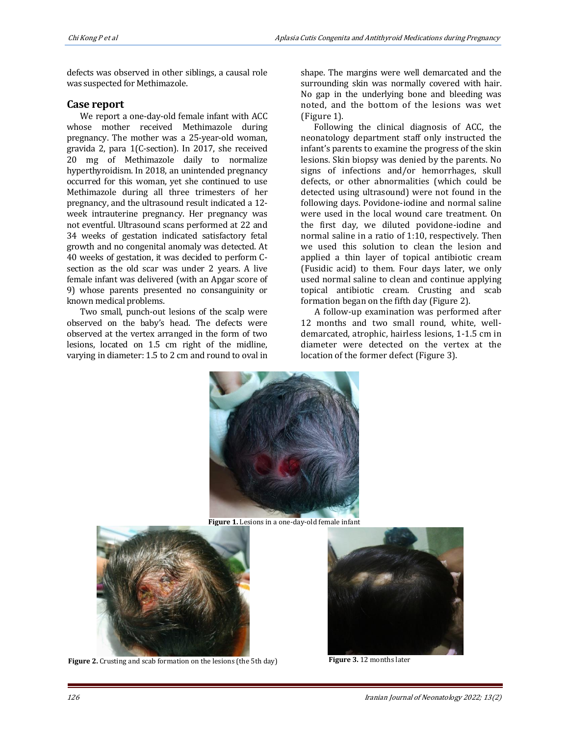defects was observed in other siblings, a causal role was suspected for Methimazole.

## Case report

We report a one-day-old female infant with ACC whose mother received Methimazole during pregnancy. The mother was a 25-year-old woman, gravida 2, para 1(C-section). In 2017, she received 20 mg of Methimazole daily to normalize hyperthyroidism. In 2018, an unintended pregnancy occurred for this woman, yet she continued to use Methimazole during all three trimesters of her pregnancy, and the ultrasound result indicated a 12-week intrauterine pregnancy. Her pregnancy was not eventful. Ultrasound scans performed at 22 and 34 weeks of gestation indicated satisfactory fetal growth and no congenital anomaly was detected. At 40 weeks of gestation, it was decided to perform C-section as the old scar was under 2 years. A live female infant was delivered (with an Apgar score of 9) whose parents presented no consanguinity or known medical problems.

Two small, punch-out lesions of the scalp were observed on the baby's head. The defects were observed at the vertex arranged in the form of two lesions, located on 1.5 cm right of the midline, varying in diameter: 1.5 to 2 cm and round to oval in shape. The margins were well demarcated and the surrounding skin was normally covered with hair. No gap in the underlying bone and bleeding was noted, and the bottom of the lesions was wet (Figure 1).

Following the clinical diagnosis of ACC, the neonatology department staff only instructed the infant's parents to examine the progress of the skin lesions. Skin biopsy was denied by the parents. No signs of infections and/or hemorrhages, skull defects, or other abnormalities (which could be detected using ultrasound) were not found in the following days. Povidone-iodine and normal saline were used in the local wound care treatment. On the first day, we diluted povidone-iodine and normal saline in a ratio of 1:10, respectively. Then we used this solution to clean the lesion and applied a thin layer of topical antibiotic cream (Fusidic acid) to them. Four days later, we only used normal saline to clean and continue applying topical antibiotic cream. Crusting and scab formation began on the fifth day (Figure 2).

A follow-up examination was performed after 12 months and two small round, white, well-demarcated, atrophic, hairless lesions, 1-1.5 cm in diameter were detected on the vertex at the location of the former defect (Figure 3).

**Figure 1.** Lesions in a one-day-old female infant

**Figure 2.** Crusting and scab formation on the lesions (the 5th day)

**Figure 3.** 12 months later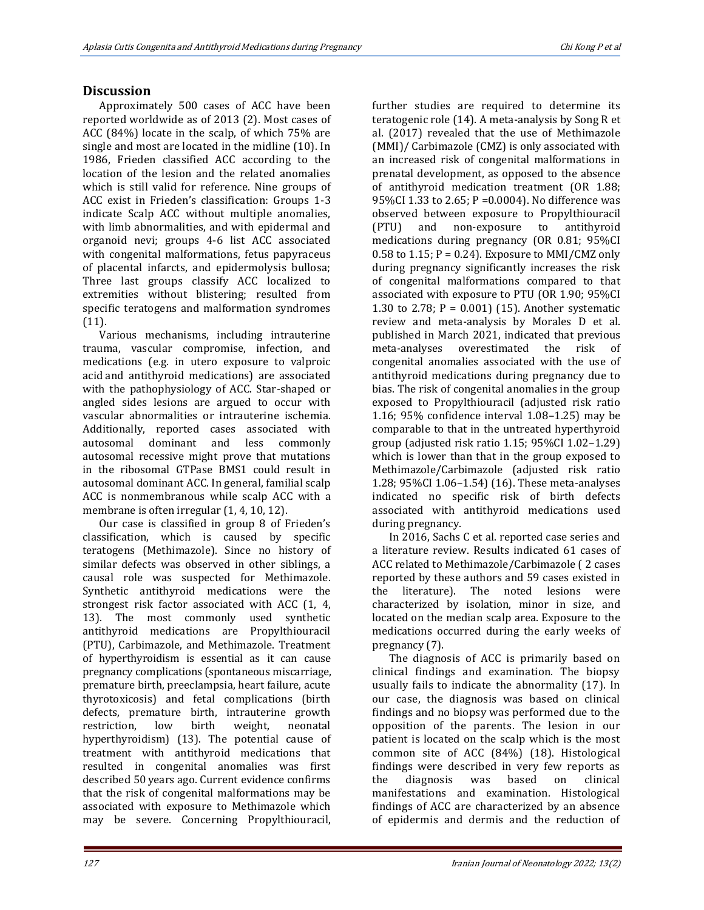## Discussion

Approximately 500 cases of ACC have been reported worldwide as of 2013 (2). Most cases of ACC (84%) locate in the scalp, of which 75% are single and most are located in the midline (10). In 1986, Frieden classified ACC according to the location of the lesion and the related anomalies which is still valid for reference. Nine groups of ACC exist in Frieden's classification: Groups 1-3 indicate Scalp ACC without multiple anomalies, with limb abnormalities, and with epidermal and organoid nevi; groups 4-6 list ACC associated with congenital malformations, fetus papyraceus of placental infarcts, and epidermolysis bullosa; Three last groups classify ACC localized to extremities without blistering; resulted from specific teratogens and malformation syndromes (11).

Various mechanisms, including intrauterine trauma, vascular compromise, infection, and medications (e.g. in utero exposure to valproic acid and antithyroid medications) are associated with the pathophysiology of ACC. Star-shaped or angled sides lesions are argued to occur with vascular abnormalities or intrauterine ischemia. Additionally, reported cases associated with autosomal dominant and less commonly autosomal recessive might prove that mutations in the ribosomal GTPase BMS1 could result in autosomal dominant ACC. In general, familial scalp ACC is nonmembranous while scalp ACC with a membrane is often irregular (1, 4, 10, 12).

Our case is classified in group 8 of Frieden's classification, which is caused by specific teratogens (Methimazole). Since no history of similar defects was observed in other siblings, a causal role was suspected for Methimazole. Synthetic antithyroid medications were the strongest risk factor associated with ACC (1, 4, 13). The most commonly used synthetic antithyroid medications are Propylthiouracil (PTU), Carbimazole, and Methimazole. Treatment of hyperthyroidism is essential as it can cause pregnancy complications (spontaneous miscarriage, premature birth, preeclampsia, heart failure, acute thyrotoxicosis) and fetal complications (birth defects, premature birth, intrauterine growth restriction, low birth weight, neonatal hyperthyroidism) (13). The potential cause of treatment with antithyroid medications that resulted in congenital anomalies was first described 50 years ago. Current evidence confirms that the risk of congenital malformations may be associated with exposure to Methimazole which may be severe. Concerning Propylthiouracil, further studies are required to determine its teratogenic role (14). A meta-analysis by Song R et al. (2017) revealed that the use of Methimazole (MMI)/ Carbimazole (CMZ) is only associated with an increased risk of congenital malformations in prenatal development, as opposed to the absence of antithyroid medication treatment (OR 1.88; 95%CI 1.33 to 2.65; P =0.0004). No difference was observed between exposure to Propylthiouracil (PTU) and non-exposure to antithyroid medications during pregnancy (OR 0.81; 95%CI 0.58 to 1.15; P = 0.24). Exposure to MMI/CMZ only during pregnancy significantly increases the risk of congenital malformations compared to that associated with exposure to PTU (OR 1.90; 95%CI 1.30 to 2.78; P = 0.001) (15). Another systematic review and meta-analysis by Morales D et al. published in March 2021, indicated that previous meta-analyses overestimated the risk of congenital anomalies associated with the use of antithyroid medications during pregnancy due to bias. The risk of congenital anomalies in the group exposed to Propylthiouracil (adjusted risk ratio 1.16; 95% confidence interval 1.08–1.25) may be comparable to that in the untreated hyperthyroid group (adjusted risk ratio 1.15; 95%CI 1.02–1.29) which is lower than that in the group exposed to Methimazole/Carbimazole (adjusted risk ratio 1.28; 95%CI 1.06–1.54) (16). These meta-analyses indicated no specific risk of birth defects associated with antithyroid medications used during pregnancy.

In 2016, Sachs C et al. reported case series and a literature review. Results indicated 61 cases of ACC related to Methimazole/Carbimazole ( 2 cases reported by these authors and 59 cases existed in the literature). The noted lesions were characterized by isolation, minor in size, and located on the median scalp area. Exposure to the medications occurred during the early weeks of pregnancy (7).

The diagnosis of ACC is primarily based on clinical findings and examination. The biopsy usually fails to indicate the abnormality (17). In our case, the diagnosis was based on clinical findings and no biopsy was performed due to the opposition of the parents. The lesion in our patient is located on the scalp which is the most common site of ACC (84%) (18). Histological findings were described in very few reports as the diagnosis was based on clinical manifestations and examination. Histological findings of ACC are characterized by an absence of epidermis and dermis and the reduction of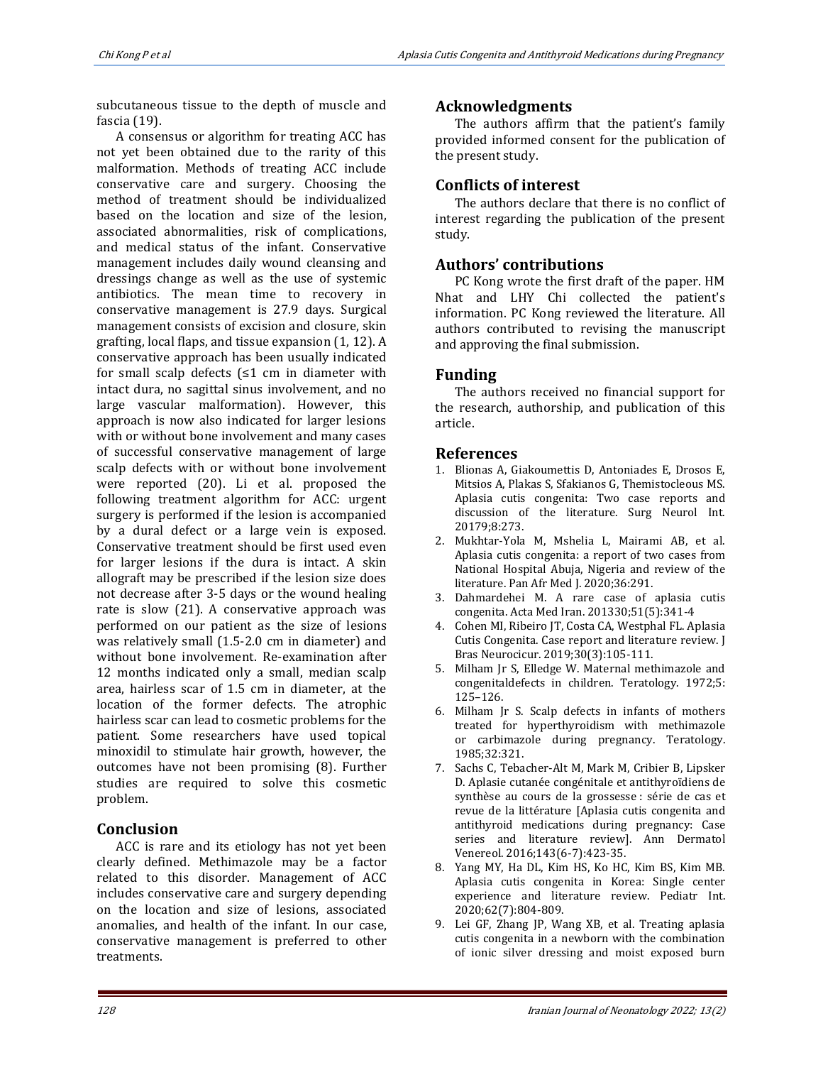subcutaneous tissue to the depth of muscle and fascia (19).

A consensus or algorithm for treating ACC has not yet been obtained due to the rarity of this malformation. Methods of treating ACC include conservative care and surgery. Choosing the method of treatment should be individualized based on the location and size of the lesion, associated abnormalities, risk of complications, and medical status of the infant. Conservative management includes daily wound cleansing and dressings change as well as the use of systemic antibiotics. The mean time to recovery in conservative management is 27.9 days. Surgical management consists of excision and closure, skin grafting, local flaps, and tissue expansion (1, 12). A conservative approach has been usually indicated for small scalp defects (≤1 cm in diameter with intact dura, no sagittal sinus involvement, and no large vascular malformation). However, this approach is now also indicated for larger lesions with or without bone involvement and many cases of successful conservative management of large scalp defects with or without bone involvement were reported (20). Li et al. proposed the following treatment algorithm for ACC: urgent surgery is performed if the lesion is accompanied by a dural defect or a large vein is exposed. Conservative treatment should be first used even for larger lesions if the dura is intact. A skin allograft may be prescribed if the lesion size does not decrease after 3-5 days or the wound healing rate is slow (21). A conservative approach was performed on our patient as the size of lesions was relatively small (1.5-2.0 cm in diameter) and without bone involvement. Re-examination after 12 months indicated only a small, median scalp area, hairless scar of 1.5 cm in diameter, at the location of the former defects. The atrophic hairless scar can lead to cosmetic problems for the patient. Some researchers have used topical minoxidil to stimulate hair growth, however, the outcomes have not been promising (8). Further studies are required to solve this cosmetic problem.

## Conclusion

ACC is rare and its etiology has not yet been clearly defined. Methimazole may be a factor related to this disorder. Management of ACC includes conservative care and surgery depending on the location and size of lesions, associated anomalies, and health of the infant. In our case, conservative management is preferred to other treatments.

## Acknowledgments

The authors affirm that the patient's family provided informed consent for the publication of the present study.

## Conflicts of interest

The authors declare that there is no conflict of interest regarding the publication of the present study.

## Authors' contributions

PC Kong wrote the first draft of the paper. HM Nhat and LHY Chi collected the patient's information. PC Kong reviewed the literature. All authors contributed to revising the manuscript and approving the final submission.

## Funding

The authors received no financial support for the research, authorship, and publication of this article.

## References

1. Blionas A, Giakoumettis D, Antoniades E, Drosos E, Mitsios A, Plakas S, Sfakianos G, Themistocleous MS. Aplasia cutis congenita: Two case reports and discussion of the literature. Surg Neurol Int. 20179;8:273.
2. Mukhtar-Yola M, Mshelia L, Mairami AB, et al. Aplasia cutis congenita: a report of two cases from National Hospital Abuja, Nigeria and review of the literature. Pan Afr Med J. 2020;36:291.
3. Dahmardehei M. A rare case of aplasia cutis congenita. Acta Med Iran. 201330;51(5):341-4
4. Cohen MI, Ribeiro JT, Costa CA, Westphal FL. Aplasia Cutis Congenita. Case report and literature review. J Bras Neurocicur. 2019;30(3):105-111.
5. Milham Jr S, Elledge W. Maternal methimazole and congenitaldefects in children. Teratology. 1972;5: 125–126.
6. Milham Jr S. Scalp defects in infants of mothers treated for hyperthyroidism with methimazole or carbimazole during pregnancy. Teratology. 1985;32:321.
7. Sachs C, Tebacher-Alt M, Mark M, Cribier B, Lipsker D. Aplasie cutanée congénitale et antithyroïdiens de synthèse au cours de la grossesse : série de cas et revue de la littérature [Aplasia cutis congenita and antithyroid medications during pregnancy: Case series and literature review]. Ann Dermatol Venereol. 2016;143(6-7):423-35.
8. Yang MY, Ha DL, Kim HS, Ko HC, Kim BS, Kim MB. Aplasia cutis congenita in Korea: Single center experience and literature review. Pediatr Int. 2020;62(7):804-809.
9. Lei GF, Zhang JP, Wang XB, et al. Treating aplasia cutis congenita in a newborn with the combination of ionic silver dressing and moist exposed burn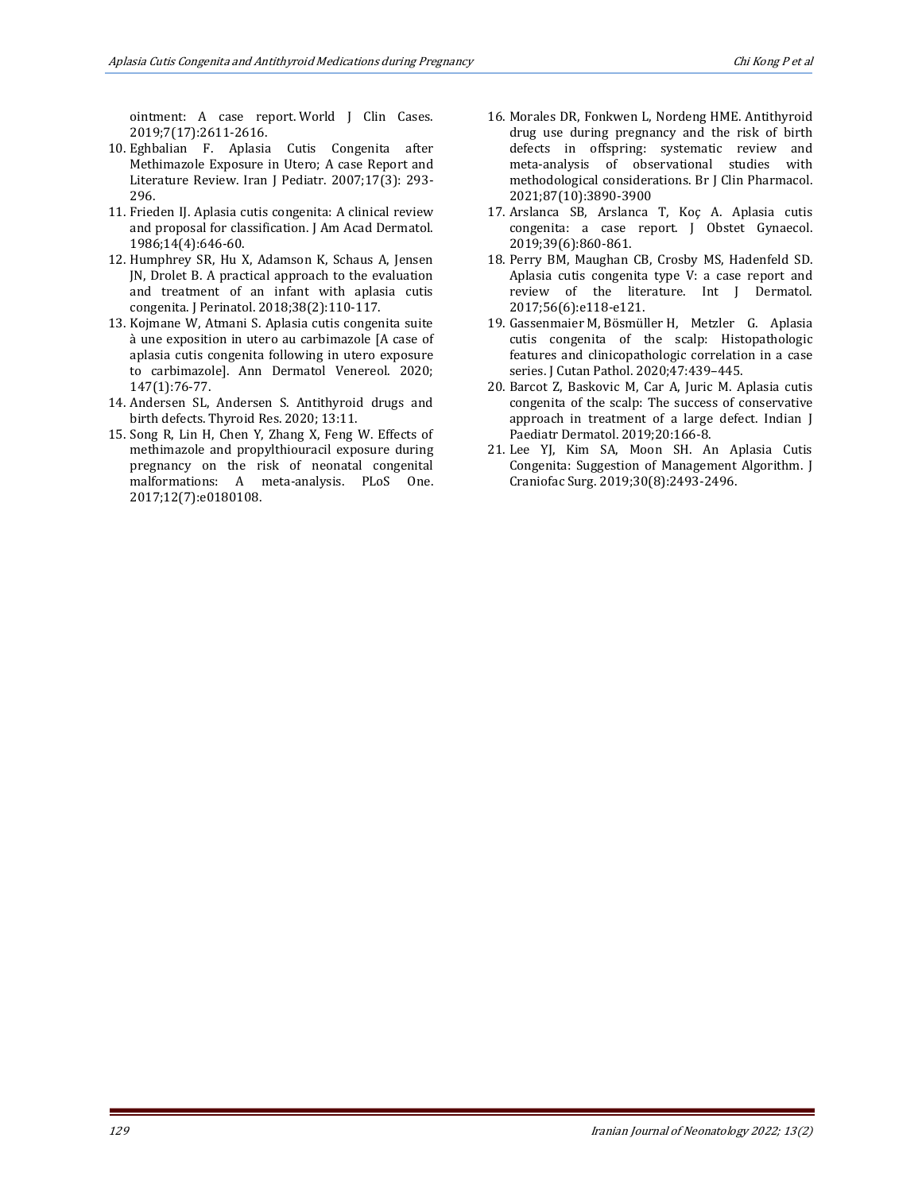ointment: A case report. World J Clin Cases. 2019;7(17):2611-2616.

10. Eghbalian F. Aplasia Cutis Congenita after Methimazole Exposure in Utero; A case Report and Literature Review. Iran J Pediatr. 2007;17(3): 293-296.
11. Frieden IJ. Aplasia cutis congenita: A clinical review and proposal for classification. J Am Acad Dermatol. 1986;14(4):646-60.
12. Humphrey SR, Hu X, Adamson K, Schaus A, Jensen JN, Drolet B. A practical approach to the evaluation and treatment of an infant with aplasia cutis congenita. J Perinatol. 2018;38(2):110-117.
13. Kojmane W, Atmani S. Aplasia cutis congenita suite à une exposition in utero au carbimazole [A case of aplasia cutis congenita following in utero exposure to carbimazole]. Ann Dermatol Venereol. 2020; 147(1):76-77.
14. Andersen SL, Andersen S. Antithyroid drugs and birth defects. Thyroid Res. 2020; 13:11.
15. Song R, Lin H, Chen Y, Zhang X, Feng W. Effects of methimazole and propylthiouracil exposure during pregnancy on the risk of neonatal congenital malformations: A meta-analysis. PLoS One. 2017;12(7):e0180108.
16. Morales DR, Fonkwen L, Nordeng HME. Antithyroid drug use during pregnancy and the risk of birth defects in offspring: systematic review and meta-analysis of observational studies with methodological considerations. Br J Clin Pharmacol. 2021;87(10):3890-3900
17. Arslanca SB, Arslanca T, Koç A. Aplasia cutis congenita: a case report. J Obstet Gynaecol. 2019;39(6):860-861.
18. Perry BM, Maughan CB, Crosby MS, Hadenfeld SD. Aplasia cutis congenita type V: a case report and review of the literature. Int J Dermatol. 2017;56(6):e118-e121.
19. Gassenmaier M, Bösmüller H, Metzler G. Aplasia cutis congenita of the scalp: Histopathologic features and clinicopathologic correlation in a case series. J Cutan Pathol. 2020;47:439–445.
20. Barcot Z, Baskovic M, Car A, Juric M. Aplasia cutis congenita of the scalp: The success of conservative approach in treatment of a large defect. Indian J Paediatr Dermatol. 2019;20:166-8.
21. Lee YJ, Kim SA, Moon SH. An Aplasia Cutis Congenita: Suggestion of Management Algorithm. J Craniofac Surg. 2019;30(8):2493-2496.